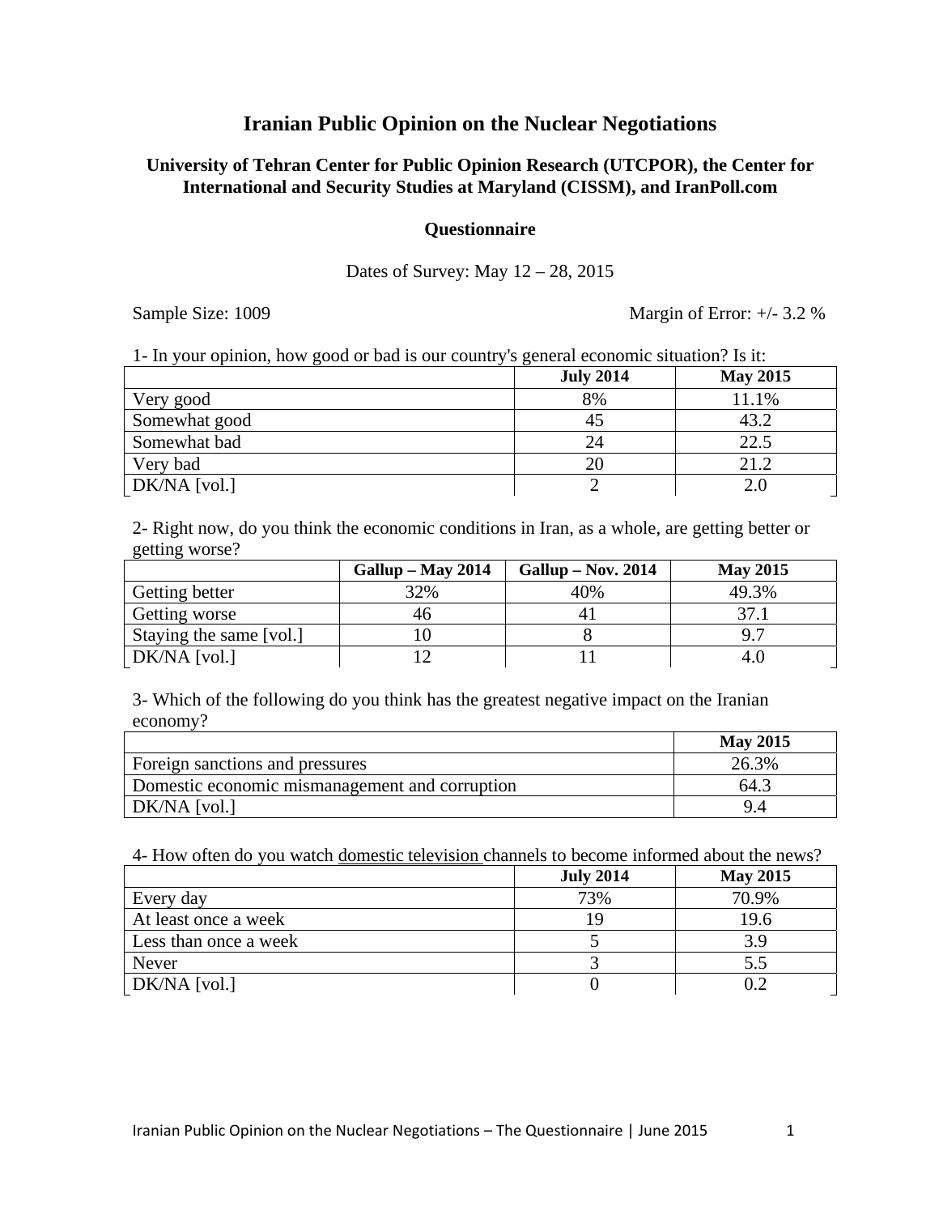# Iranian Public Opinion on the Nuclear Negotiations

**University of Tehran Center for Public Opinion Research (UTCPOR), the Center for International and Security Studies at Maryland (CISSM), and IranPoll.com**

**Questionnaire**

Dates of Survey: May 12 – 28, 2015

Sample Size: 1009 | Margin of Error: +/- 3.2 %

1- In your opinion, how good or bad is our country's general economic situation? Is it:

| | **July 2014** | **May 2015** |
|---|---|---|
| Very good | 8% | 11.1% |
| Somewhat good | 45 | 43.2 |
| Somewhat bad | 24 | 22.5 |
| Very bad | 20 | 21.2 |
| DK/NA [vol.] | 2 | 2.0 |

2- Right now, do you think the economic conditions in Iran, as a whole, are getting better or getting worse?

| | **Gallup – May 2014** | **Gallup – Nov. 2014** | **May 2015** |
|---|---|---|---|
| Getting better | 32% | 40% | 49.3% |
| Getting worse | 46 | 41 | 37.1 |
| Staying the same [vol.] | 10 | 8 | 9.7 |
| DK/NA [vol.] | 12 | 11 | 4.0 |

3- Which of the following do you think has the greatest negative impact on the Iranian economy?

| | **May 2015** |
|---|---|
| Foreign sanctions and pressures | 26.3% |
| Domestic economic mismanagement and corruption | 64.3 |
| DK/NA [vol.] | 9.4 |

4- How often do you watch domestic television channels to become informed about the news?

| | **July 2014** | **May 2015** |
|---|---|---|
| Every day | 73% | 70.9% |
| At least once a week | 19 | 19.6 |
| Less than once a week | 5 | 3.9 |
| Never | 3 | 5.5 |
| DK/NA [vol.] | 0 | 0.2 |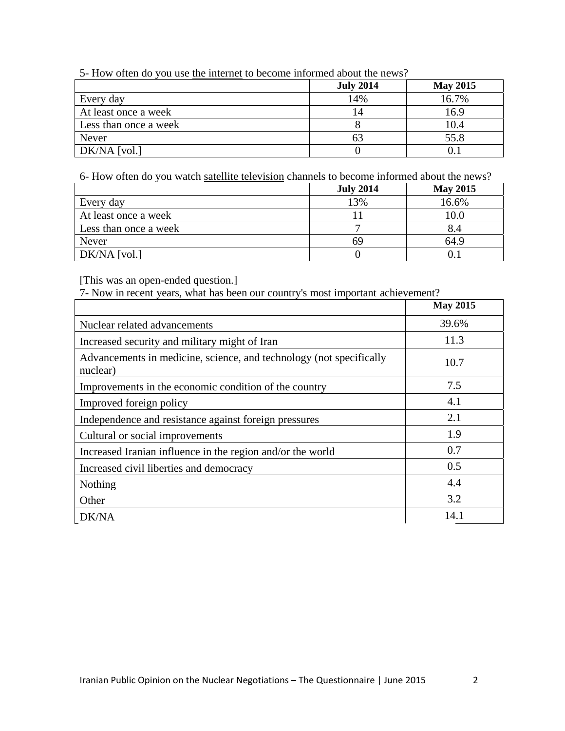5- How often do you use the internet to become informed about the news?

| | July 2014 | May 2015 |
|---|---|---|
| Every day | 14% | 16.7% |
| At least once a week | 14 | 16.9 |
| Less than once a week | 8 | 10.4 |
| Never | 63 | 55.8 |
| DK/NA [vol.] | 0 | 0.1 |

6- How often do you watch satellite television channels to become informed about the news?

| | July 2014 | May 2015 |
|---|---|---|
| Every day | 13% | 16.6% |
| At least once a week | 11 | 10.0 |
| Less than once a week | 7 | 8.4 |
| Never | 69 | 64.9 |
| DK/NA [vol.] | 0 | 0.1 |

[This was an open-ended question.]

7- Now in recent years, what has been our country's most important achievement?

| | May 2015 |
|---|---|
| Nuclear related advancements | 39.6% |
| Increased security and military might of Iran | 11.3 |
| Advancements in medicine, science, and technology (not specifically nuclear) | 10.7 |
| Improvements in the economic condition of the country | 7.5 |
| Improved foreign policy | 4.1 |
| Independence and resistance against foreign pressures | 2.1 |
| Cultural or social improvements | 1.9 |
| Increased Iranian influence in the region and/or the world | 0.7 |
| Increased civil liberties and democracy | 0.5 |
| Nothing | 4.4 |
| Other | 3.2 |
| DK/NA | 14.1 |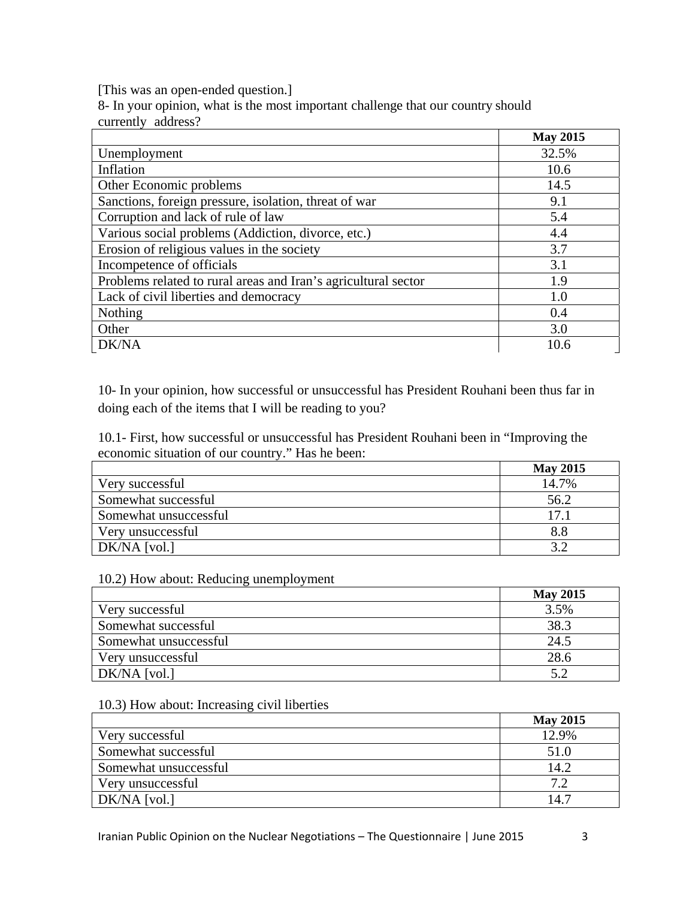[This was an open-ended question.]

8- In your opinion, what is the most important challenge that our country should currently address?

| | May 2015 |
|---|---|
| Unemployment | 32.5% |
| Inflation | 10.6 |
| Other Economic problems | 14.5 |
| Sanctions, foreign pressure, isolation, threat of war | 9.1 |
| Corruption and lack of rule of law | 5.4 |
| Various social problems (Addiction, divorce, etc.) | 4.4 |
| Erosion of religious values in the society | 3.7 |
| Incompetence of officials | 3.1 |
| Problems related to rural areas and Iran's agricultural sector | 1.9 |
| Lack of civil liberties and democracy | 1.0 |
| Nothing | 0.4 |
| Other | 3.0 |
| DK/NA | 10.6 |

10- In your opinion, how successful or unsuccessful has President Rouhani been thus far in doing each of the items that I will be reading to you?

10.1- First, how successful or unsuccessful has President Rouhani been in "Improving the economic situation of our country." Has he been:

| | May 2015 |
|---|---|
| Very successful | 14.7% |
| Somewhat successful | 56.2 |
| Somewhat unsuccessful | 17.1 |
| Very unsuccessful | 8.8 |
| DK/NA [vol.] | 3.2 |

10.2) How about: Reducing unemployment

| | May 2015 |
|---|---|
| Very successful | 3.5% |
| Somewhat successful | 38.3 |
| Somewhat unsuccessful | 24.5 |
| Very unsuccessful | 28.6 |
| DK/NA [vol.] | 5.2 |

10.3) How about: Increasing civil liberties

| | May 2015 |
|---|---|
| Very successful | 12.9% |
| Somewhat successful | 51.0 |
| Somewhat unsuccessful | 14.2 |
| Very unsuccessful | 7.2 |
| DK/NA [vol.] | 14.7 |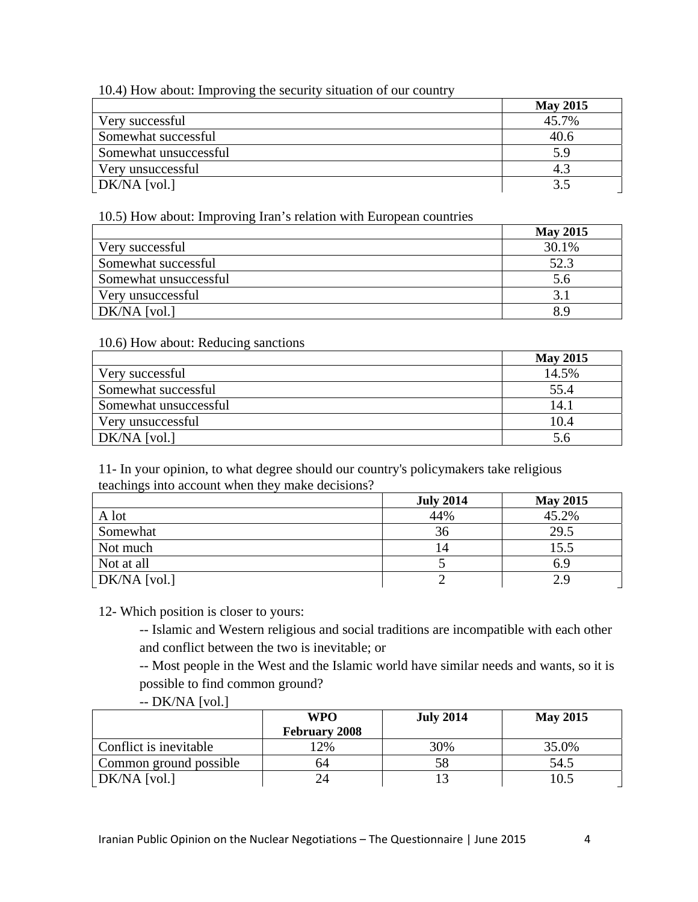10.4) How about: Improving the security situation of our country

| | May 2015 |
|---|---|
| Very successful | 45.7% |
| Somewhat successful | 40.6 |
| Somewhat unsuccessful | 5.9 |
| Very unsuccessful | 4.3 |
| DK/NA [vol.] | 3.5 |

10.5) How about: Improving Iran's relation with European countries

| | May 2015 |
|---|---|
| Very successful | 30.1% |
| Somewhat successful | 52.3 |
| Somewhat unsuccessful | 5.6 |
| Very unsuccessful | 3.1 |
| DK/NA [vol.] | 8.9 |

10.6) How about: Reducing sanctions

| | May 2015 |
|---|---|
| Very successful | 14.5% |
| Somewhat successful | 55.4 |
| Somewhat unsuccessful | 14.1 |
| Very unsuccessful | 10.4 |
| DK/NA [vol.] | 5.6 |

11- In your opinion, to what degree should our country's policymakers take religious teachings into account when they make decisions?

| | July 2014 | May 2015 |
|---|---|---|
| A lot | 44% | 45.2% |
| Somewhat | 36 | 29.5 |
| Not much | 14 | 15.5 |
| Not at all | 5 | 6.9 |
| DK/NA [vol.] | 2 | 2.9 |

12- Which position is closer to yours:

-- Islamic and Western religious and social traditions are incompatible with each other and conflict between the two is inevitable; or

-- Most people in the West and the Islamic world have similar needs and wants, so it is possible to find common ground?

-- DK/NA [vol.]

| | WPO February 2008 | July 2014 | May 2015 |
|---|---|---|---|
| Conflict is inevitable | 12% | 30% | 35.0% |
| Common ground possible | 64 | 58 | 54.5 |
| DK/NA [vol.] | 24 | 13 | 10.5 |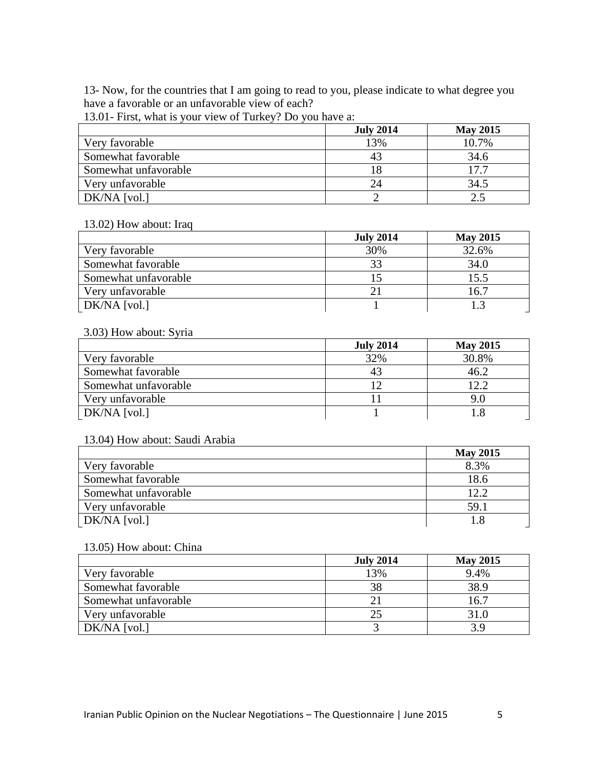13- Now, for the countries that I am going to read to you, please indicate to what degree you have a favorable or an unfavorable view of each?

13.01- First, what is your view of Turkey? Do you have a:

| | July 2014 | May 2015 |
|---|---|---|
| Very favorable | 13% | 10.7% |
| Somewhat favorable | 43 | 34.6 |
| Somewhat unfavorable | 18 | 17.7 |
| Very unfavorable | 24 | 34.5 |
| DK/NA [vol.] | 2 | 2.5 |

13.02) How about: Iraq

| | July 2014 | May 2015 |
|---|---|---|
| Very favorable | 30% | 32.6% |
| Somewhat favorable | 33 | 34.0 |
| Somewhat unfavorable | 15 | 15.5 |
| Very unfavorable | 21 | 16.7 |
| DK/NA [vol.] | 1 | 1.3 |

3.03) How about: Syria

| | July 2014 | May 2015 |
|---|---|---|
| Very favorable | 32% | 30.8% |
| Somewhat favorable | 43 | 46.2 |
| Somewhat unfavorable | 12 | 12.2 |
| Very unfavorable | 11 | 9.0 |
| DK/NA [vol.] | 1 | 1.8 |

13.04) How about: Saudi Arabia

| | May 2015 |
|---|---|
| Very favorable | 8.3% |
| Somewhat favorable | 18.6 |
| Somewhat unfavorable | 12.2 |
| Very unfavorable | 59.1 |
| DK/NA [vol.] | 1.8 |

13.05) How about: China

| | July 2014 | May 2015 |
|---|---|---|
| Very favorable | 13% | 9.4% |
| Somewhat favorable | 38 | 38.9 |
| Somewhat unfavorable | 21 | 16.7 |
| Very unfavorable | 25 | 31.0 |
| DK/NA [vol.] | 3 | 3.9 |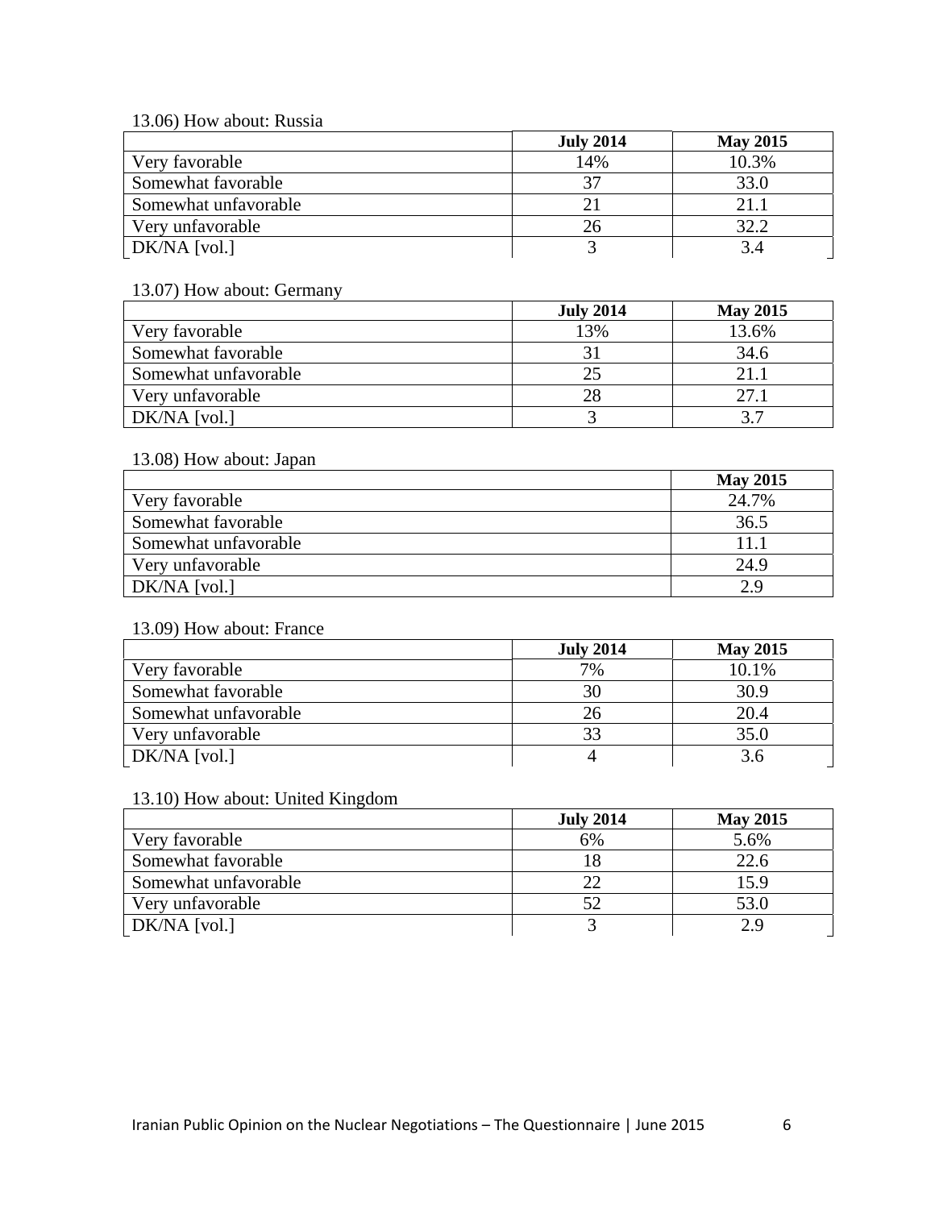13.06) How about: Russia

| | July 2014 | May 2015 |
|---|---|---|
| Very favorable | 14% | 10.3% |
| Somewhat favorable | 37 | 33.0 |
| Somewhat unfavorable | 21 | 21.1 |
| Very unfavorable | 26 | 32.2 |
| DK/NA [vol.] | 3 | 3.4 |

13.07) How about: Germany

| | July 2014 | May 2015 |
|---|---|---|
| Very favorable | 13% | 13.6% |
| Somewhat favorable | 31 | 34.6 |
| Somewhat unfavorable | 25 | 21.1 |
| Very unfavorable | 28 | 27.1 |
| DK/NA [vol.] | 3 | 3.7 |

13.08) How about: Japan

| | May 2015 |
|---|---|
| Very favorable | 24.7% |
| Somewhat favorable | 36.5 |
| Somewhat unfavorable | 11.1 |
| Very unfavorable | 24.9 |
| DK/NA [vol.] | 2.9 |

13.09) How about: France

| | July 2014 | May 2015 |
|---|---|---|
| Very favorable | 7% | 10.1% |
| Somewhat favorable | 30 | 30.9 |
| Somewhat unfavorable | 26 | 20.4 |
| Very unfavorable | 33 | 35.0 |
| DK/NA [vol.] | 4 | 3.6 |

13.10) How about: United Kingdom

| | July 2014 | May 2015 |
|---|---|---|
| Very favorable | 6% | 5.6% |
| Somewhat favorable | 18 | 22.6 |
| Somewhat unfavorable | 22 | 15.9 |
| Very unfavorable | 52 | 53.0 |
| DK/NA [vol.] | 3 | 2.9 |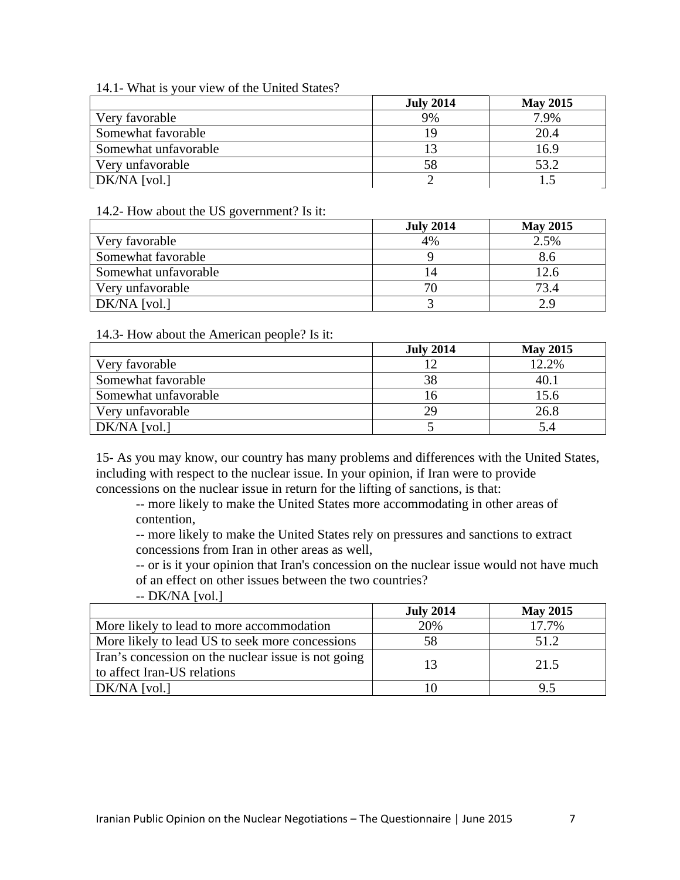14.1- What is your view of the United States?

| | July 2014 | May 2015 |
|---|---|---|
| Very favorable | 9% | 7.9% |
| Somewhat favorable | 19 | 20.4 |
| Somewhat unfavorable | 13 | 16.9 |
| Very unfavorable | 58 | 53.2 |
| DK/NA [vol.] | 2 | 1.5 |

14.2- How about the US government? Is it:

| | July 2014 | May 2015 |
|---|---|---|
| Very favorable | 4% | 2.5% |
| Somewhat favorable | 9 | 8.6 |
| Somewhat unfavorable | 14 | 12.6 |
| Very unfavorable | 70 | 73.4 |
| DK/NA [vol.] | 3 | 2.9 |

14.3- How about the American people? Is it:

| | July 2014 | May 2015 |
|---|---|---|
| Very favorable | 12 | 12.2% |
| Somewhat favorable | 38 | 40.1 |
| Somewhat unfavorable | 16 | 15.6 |
| Very unfavorable | 29 | 26.8 |
| DK/NA [vol.] | 5 | 5.4 |

15- As you may know, our country has many problems and differences with the United States, including with respect to the nuclear issue. In your opinion, if Iran were to provide concessions on the nuclear issue in return for the lifting of sanctions, is that:

-- more likely to make the United States more accommodating in other areas of contention,

-- more likely to make the United States rely on pressures and sanctions to extract concessions from Iran in other areas as well,

-- or is it your opinion that Iran's concession on the nuclear issue would not have much of an effect on other issues between the two countries?

-- DK/NA [vol.]

| | July 2014 | May 2015 |
|---|---|---|
| More likely to lead to more accommodation | 20% | 17.7% |
| More likely to lead US to seek more concessions | 58 | 51.2 |
| Iran's concession on the nuclear issue is not going to affect Iran-US relations | 13 | 21.5 |
| DK/NA [vol.] | 10 | 9.5 |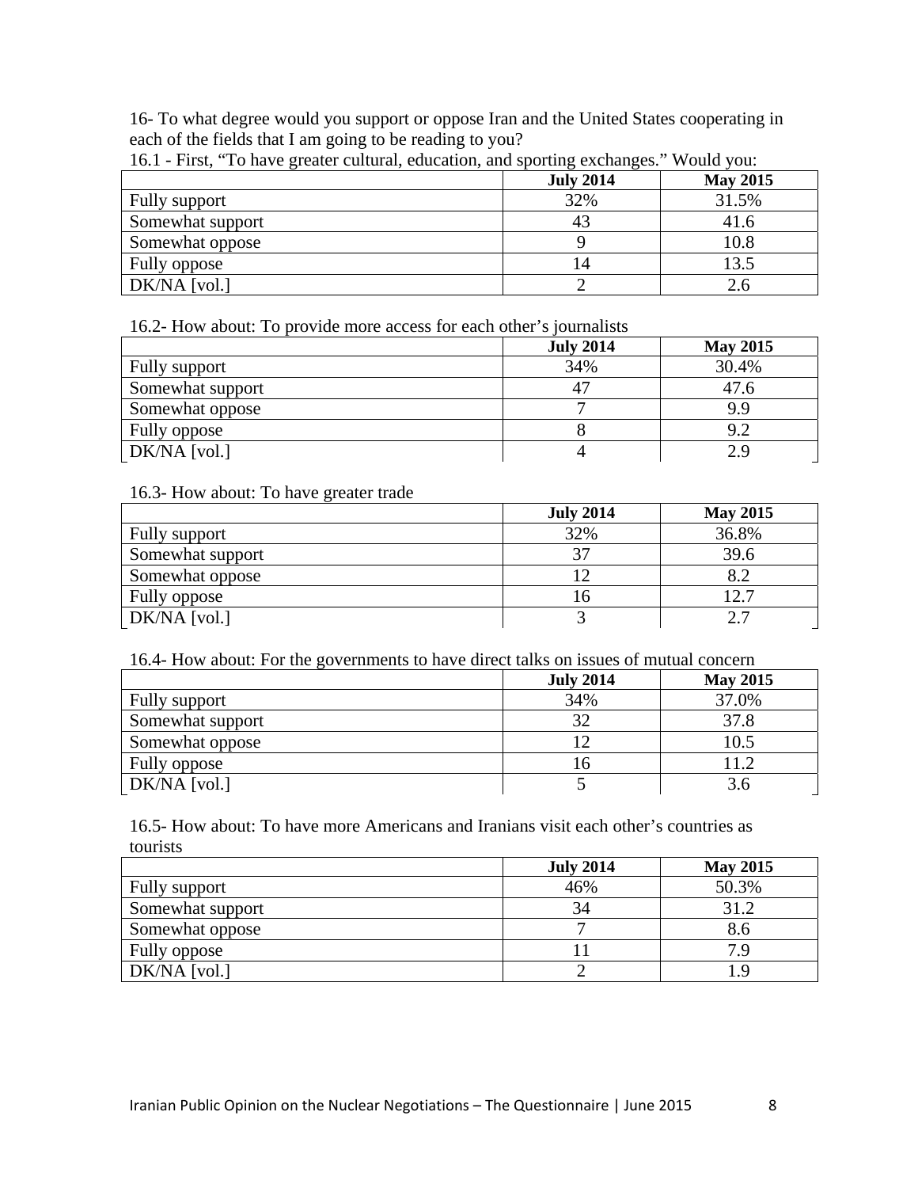16- To what degree would you support or oppose Iran and the United States cooperating in each of the fields that I am going to be reading to you?

16.1 - First, "To have greater cultural, education, and sporting exchanges." Would you:

| | July 2014 | May 2015 |
|---|---|---|
| Fully support | 32% | 31.5% |
| Somewhat support | 43 | 41.6 |
| Somewhat oppose | 9 | 10.8 |
| Fully oppose | 14 | 13.5 |
| DK/NA [vol.] | 2 | 2.6 |

16.2- How about: To provide more access for each other's journalists

| | July 2014 | May 2015 |
|---|---|---|
| Fully support | 34% | 30.4% |
| Somewhat support | 47 | 47.6 |
| Somewhat oppose | 7 | 9.9 |
| Fully oppose | 8 | 9.2 |
| DK/NA [vol.] | 4 | 2.9 |

16.3- How about: To have greater trade

| | July 2014 | May 2015 |
|---|---|---|
| Fully support | 32% | 36.8% |
| Somewhat support | 37 | 39.6 |
| Somewhat oppose | 12 | 8.2 |
| Fully oppose | 16 | 12.7 |
| DK/NA [vol.] | 3 | 2.7 |

16.4- How about: For the governments to have direct talks on issues of mutual concern

| | July 2014 | May 2015 |
|---|---|---|
| Fully support | 34% | 37.0% |
| Somewhat support | 32 | 37.8 |
| Somewhat oppose | 12 | 10.5 |
| Fully oppose | 16 | 11.2 |
| DK/NA [vol.] | 5 | 3.6 |

16.5- How about: To have more Americans and Iranians visit each other's countries as tourists

| | July 2014 | May 2015 |
|---|---|---|
| Fully support | 46% | 50.3% |
| Somewhat support | 34 | 31.2 |
| Somewhat oppose | 7 | 8.6 |
| Fully oppose | 11 | 7.9 |
| DK/NA [vol.] | 2 | 1.9 |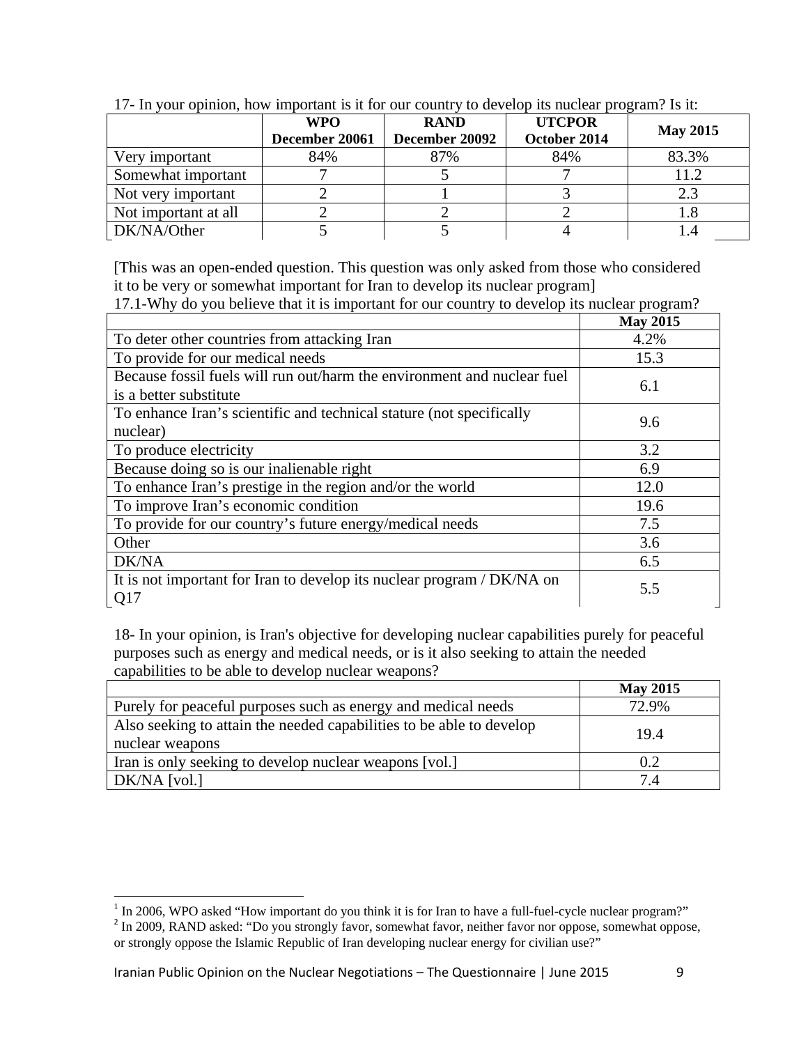17- In your opinion, how important is it for our country to develop its nuclear program? Is it:

| | WPO December 2006[1] | RAND December 2009[2] | UTCPOR October 2014 | May 2015 |
|---|---|---|---|---|
| Very important | 84% | 87% | 84% | 83.3% |
| Somewhat important | 7 | 5 | 7 | 11.2 |
| Not very important | 2 | 1 | 3 | 2.3 |
| Not important at all | 2 | 2 | 2 | 1.8 |
| DK/NA/Other | 5 | 5 | 4 | 1.4 |

[This was an open-ended question. This question was only asked from those who considered it to be very or somewhat important for Iran to develop its nuclear program]

17.1-Why do you believe that it is important for our country to develop its nuclear program?

| | May 2015 |
|---|---|
| To deter other countries from attacking Iran | 4.2% |
| To provide for our medical needs | 15.3 |
| Because fossil fuels will run out/harm the environment and nuclear fuel is a better substitute | 6.1 |
| To enhance Iran's scientific and technical stature (not specifically nuclear) | 9.6 |
| To produce electricity | 3.2 |
| Because doing so is our inalienable right | 6.9 |
| To enhance Iran's prestige in the region and/or the world | 12.0 |
| To improve Iran's economic condition | 19.6 |
| To provide for our country's future energy/medical needs | 7.5 |
| Other | 3.6 |
| DK/NA | 6.5 |
| It is not important for Iran to develop its nuclear program / DK/NA on Q17 | 5.5 |

18- In your opinion, is Iran's objective for developing nuclear capabilities purely for peaceful purposes such as energy and medical needs, or is it also seeking to attain the needed capabilities to be able to develop nuclear weapons?

| | May 2015 |
|---|---|
| Purely for peaceful purposes such as energy and medical needs | 72.9% |
| Also seeking to attain the needed capabilities to be able to develop nuclear weapons | 19.4 |
| Iran is only seeking to develop nuclear weapons [vol.] | 0.2 |
| DK/NA [vol.] | 7.4 |

[1] In 2006, WPO asked "How important do you think it is for Iran to have a full-fuel-cycle nuclear program?"

[2] In 2009, RAND asked: "Do you strongly favor, somewhat favor, neither favor nor oppose, somewhat oppose, or strongly oppose the Islamic Republic of Iran developing nuclear energy for civilian use?"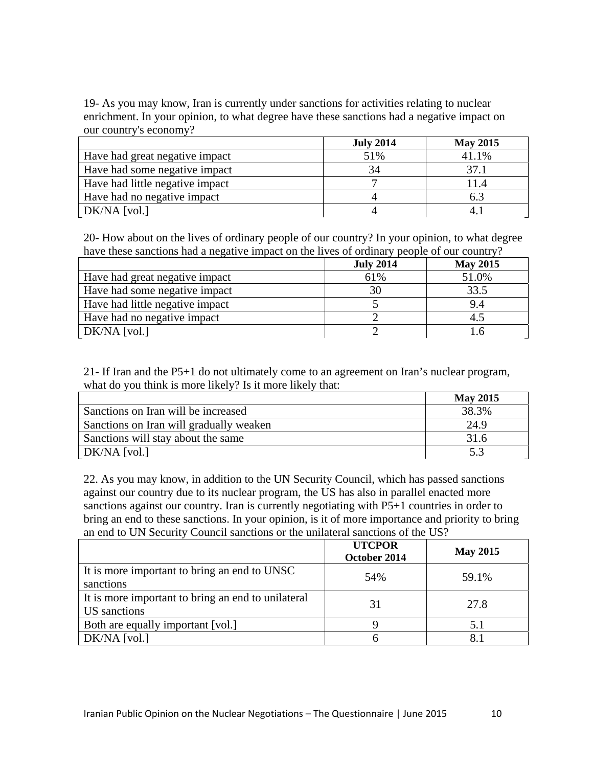19- As you may know, Iran is currently under sanctions for activities relating to nuclear enrichment. In your opinion, to what degree have these sanctions had a negative impact on our country's economy?

| | July 2014 | May 2015 |
|---|---|---|
| Have had great negative impact | 51% | 41.1% |
| Have had some negative impact | 34 | 37.1 |
| Have had little negative impact | 7 | 11.4 |
| Have had no negative impact | 4 | 6.3 |
| DK/NA [vol.] | 4 | 4.1 |

20- How about on the lives of ordinary people of our country? In your opinion, to what degree have these sanctions had a negative impact on the lives of ordinary people of our country?

| | July 2014 | May 2015 |
|---|---|---|
| Have had great negative impact | 61% | 51.0% |
| Have had some negative impact | 30 | 33.5 |
| Have had little negative impact | 5 | 9.4 |
| Have had no negative impact | 2 | 4.5 |
| DK/NA [vol.] | 2 | 1.6 |

21- If Iran and the P5+1 do not ultimately come to an agreement on Iran's nuclear program, what do you think is more likely? Is it more likely that:

| | May 2015 |
|---|---|
| Sanctions on Iran will be increased | 38.3% |
| Sanctions on Iran will gradually weaken | 24.9 |
| Sanctions will stay about the same | 31.6 |
| DK/NA [vol.] | 5.3 |

22. As you may know, in addition to the UN Security Council, which has passed sanctions against our country due to its nuclear program, the US has also in parallel enacted more sanctions against our country. Iran is currently negotiating with P5+1 countries in order to bring an end to these sanctions. In your opinion, is it of more importance and priority to bring an end to UN Security Council sanctions or the unilateral sanctions of the US?

| | UTCPOR October 2014 | May 2015 |
|---|---|---|
| It is more important to bring an end to UNSC sanctions | 54% | 59.1% |
| It is more important to bring an end to unilateral US sanctions | 31 | 27.8 |
| Both are equally important [vol.] | 9 | 5.1 |
| DK/NA [vol.] | 6 | 8.1 |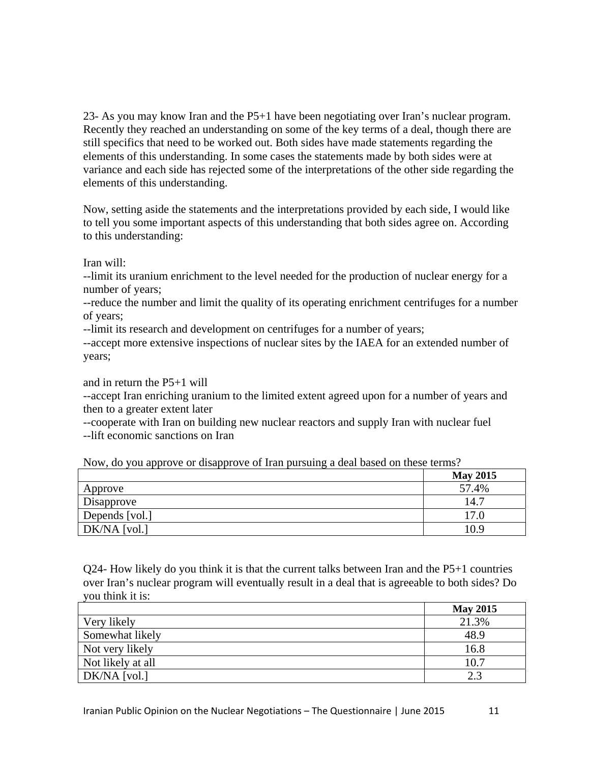23- As you may know Iran and the P5+1 have been negotiating over Iran's nuclear program. Recently they reached an understanding on some of the key terms of a deal, though there are still specifics that need to be worked out. Both sides have made statements regarding the elements of this understanding. In some cases the statements made by both sides were at variance and each side has rejected some of the interpretations of the other side regarding the elements of this understanding.

Now, setting aside the statements and the interpretations provided by each side, I would like to tell you some important aspects of this understanding that both sides agree on. According to this understanding:

Iran will:
--limit its uranium enrichment to the level needed for the production of nuclear energy for a number of years;
--reduce the number and limit the quality of its operating enrichment centrifuges for a number of years;
--limit its research and development on centrifuges for a number of years;
--accept more extensive inspections of nuclear sites by the IAEA for an extended number of years;

and in return the P5+1 will
--accept Iran enriching uranium to the limited extent agreed upon for a number of years and then to a greater extent later
--cooperate with Iran on building new nuclear reactors and supply Iran with nuclear fuel
--lift economic sanctions on Iran

Now, do you approve or disapprove of Iran pursuing a deal based on these terms?

| | **May 2015** |
|---|---|
| Approve | 57.4% |
| Disapprove | 14.7 |
| Depends [vol.] | 17.0 |
| DK/NA [vol.] | 10.9 |

Q24- How likely do you think it is that the current talks between Iran and the P5+1 countries over Iran's nuclear program will eventually result in a deal that is agreeable to both sides? Do you think it is:

| | **May 2015** |
|---|---|
| Very likely | 21.3% |
| Somewhat likely | 48.9 |
| Not very likely | 16.8 |
| Not likely at all | 10.7 |
| DK/NA [vol.] | 2.3 |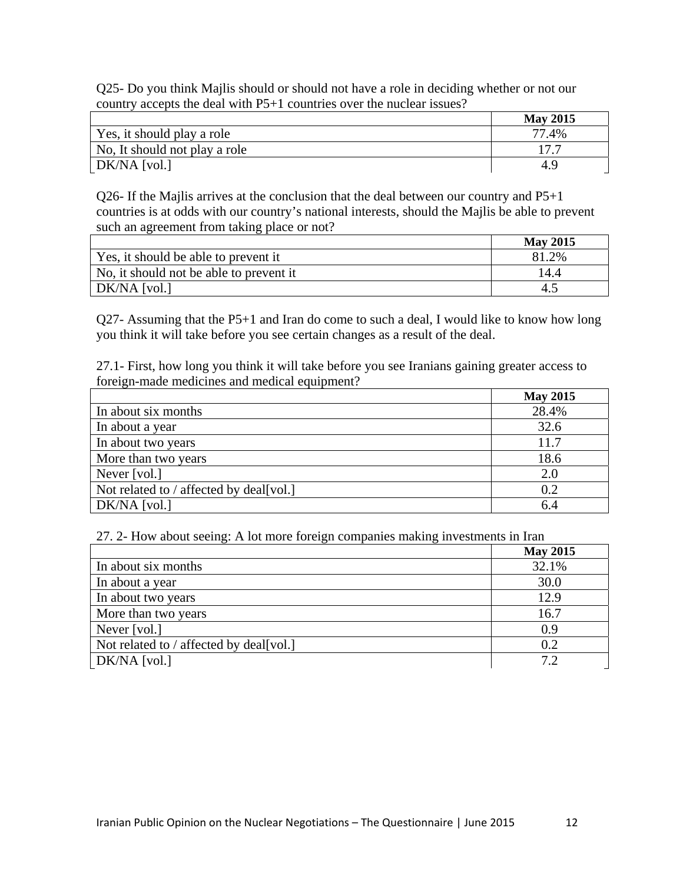Q25- Do you think Majlis should or should not have a role in deciding whether or not our country accepts the deal with P5+1 countries over the nuclear issues?

| | **May 2015** |
|---|---|
| Yes, it should play a role | 77.4% |
| No, It should not play a role | 17.7 |
| DK/NA [vol.] | 4.9 |

Q26- If the Majlis arrives at the conclusion that the deal between our country and P5+1 countries is at odds with our country's national interests, should the Majlis be able to prevent such an agreement from taking place or not?

| | **May 2015** |
|---|---|
| Yes, it should be able to prevent it | 81.2% |
| No, it should not be able to prevent it | 14.4 |
| DK/NA [vol.] | 4.5 |

Q27- Assuming that the P5+1 and Iran do come to such a deal, I would like to know how long you think it will take before you see certain changes as a result of the deal.

27.1- First, how long you think it will take before you see Iranians gaining greater access to foreign-made medicines and medical equipment?

| | **May 2015** |
|---|---|
| In about six months | 28.4% |
| In about a year | 32.6 |
| In about two years | 11.7 |
| More than two years | 18.6 |
| Never [vol.] | 2.0 |
| Not related to / affected by deal[vol.] | 0.2 |
| DK/NA [vol.] | 6.4 |

27. 2- How about seeing: A lot more foreign companies making investments in Iran

| | **May 2015** |
|---|---|
| In about six months | 32.1% |
| In about a year | 30.0 |
| In about two years | 12.9 |
| More than two years | 16.7 |
| Never [vol.] | 0.9 |
| Not related to / affected by deal[vol.] | 0.2 |
| DK/NA [vol.] | 7.2 |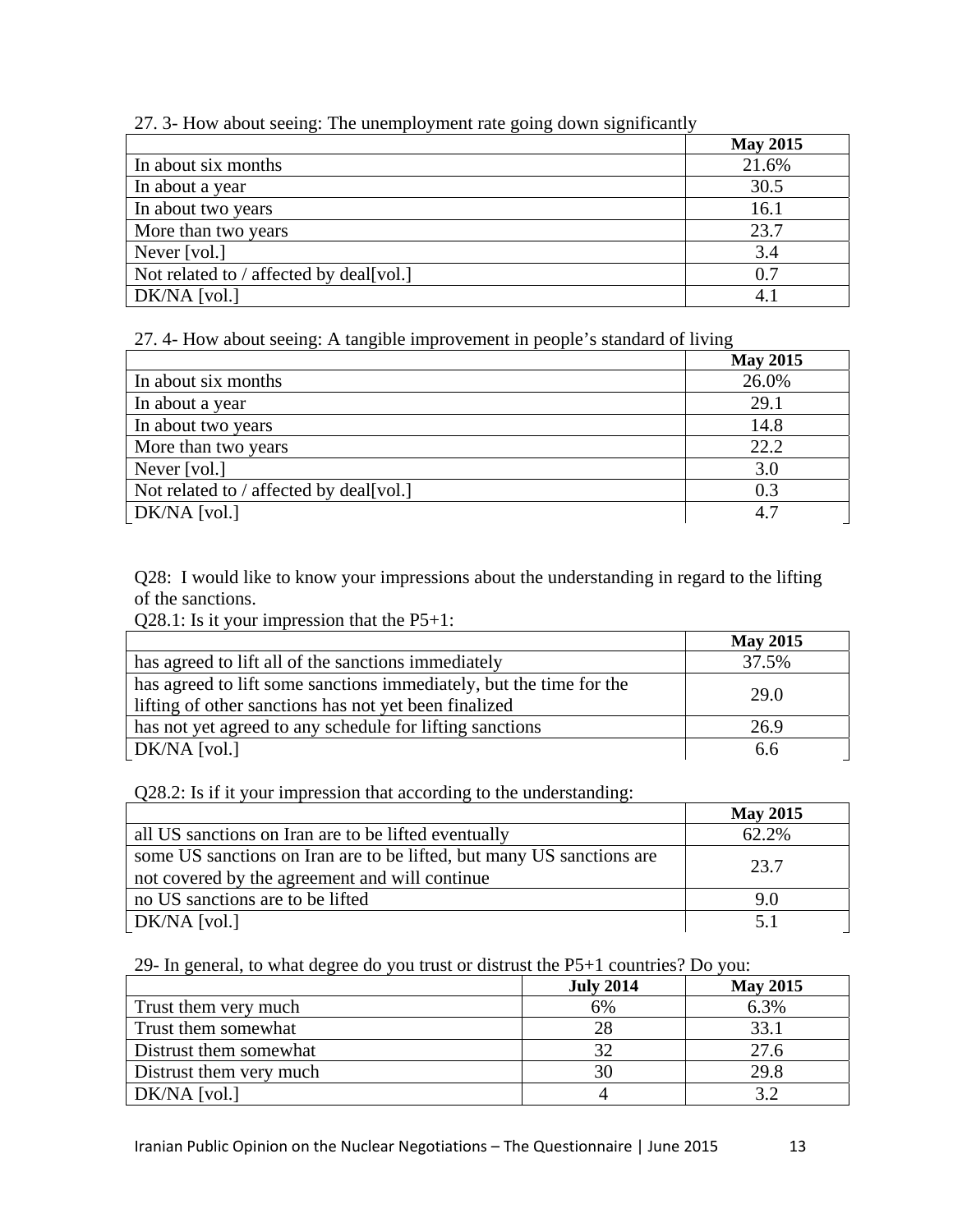27. 3- How about seeing: The unemployment rate going down significantly

| | May 2015 |
|---|---|
| In about six months | 21.6% |
| In about a year | 30.5 |
| In about two years | 16.1 |
| More than two years | 23.7 |
| Never [vol.] | 3.4 |
| Not related to / affected by deal[vol.] | 0.7 |
| DK/NA [vol.] | 4.1 |

27. 4- How about seeing: A tangible improvement in people's standard of living

| | May 2015 |
|---|---|
| In about six months | 26.0% |
| In about a year | 29.1 |
| In about two years | 14.8 |
| More than two years | 22.2 |
| Never [vol.] | 3.0 |
| Not related to / affected by deal[vol.] | 0.3 |
| DK/NA [vol.] | 4.7 |

Q28: I would like to know your impressions about the understanding in regard to the lifting of the sanctions.

Q28.1: Is it your impression that the P5+1:

| | May 2015 |
|---|---|
| has agreed to lift all of the sanctions immediately | 37.5% |
| has agreed to lift some sanctions immediately, but the time for the lifting of other sanctions has not yet been finalized | 29.0 |
| has not yet agreed to any schedule for lifting sanctions | 26.9 |
| DK/NA [vol.] | 6.6 |

Q28.2: Is if it your impression that according to the understanding:

| | May 2015 |
|---|---|
| all US sanctions on Iran are to be lifted eventually | 62.2% |
| some US sanctions on Iran are to be lifted, but many US sanctions are not covered by the agreement and will continue | 23.7 |
| no US sanctions are to be lifted | 9.0 |
| DK/NA [vol.] | 5.1 |

29- In general, to what degree do you trust or distrust the P5+1 countries? Do you:

| | July 2014 | May 2015 |
|---|---|---|
| Trust them very much | 6% | 6.3% |
| Trust them somewhat | 28 | 33.1 |
| Distrust them somewhat | 32 | 27.6 |
| Distrust them very much | 30 | 29.8 |
| DK/NA [vol.] | 4 | 3.2 |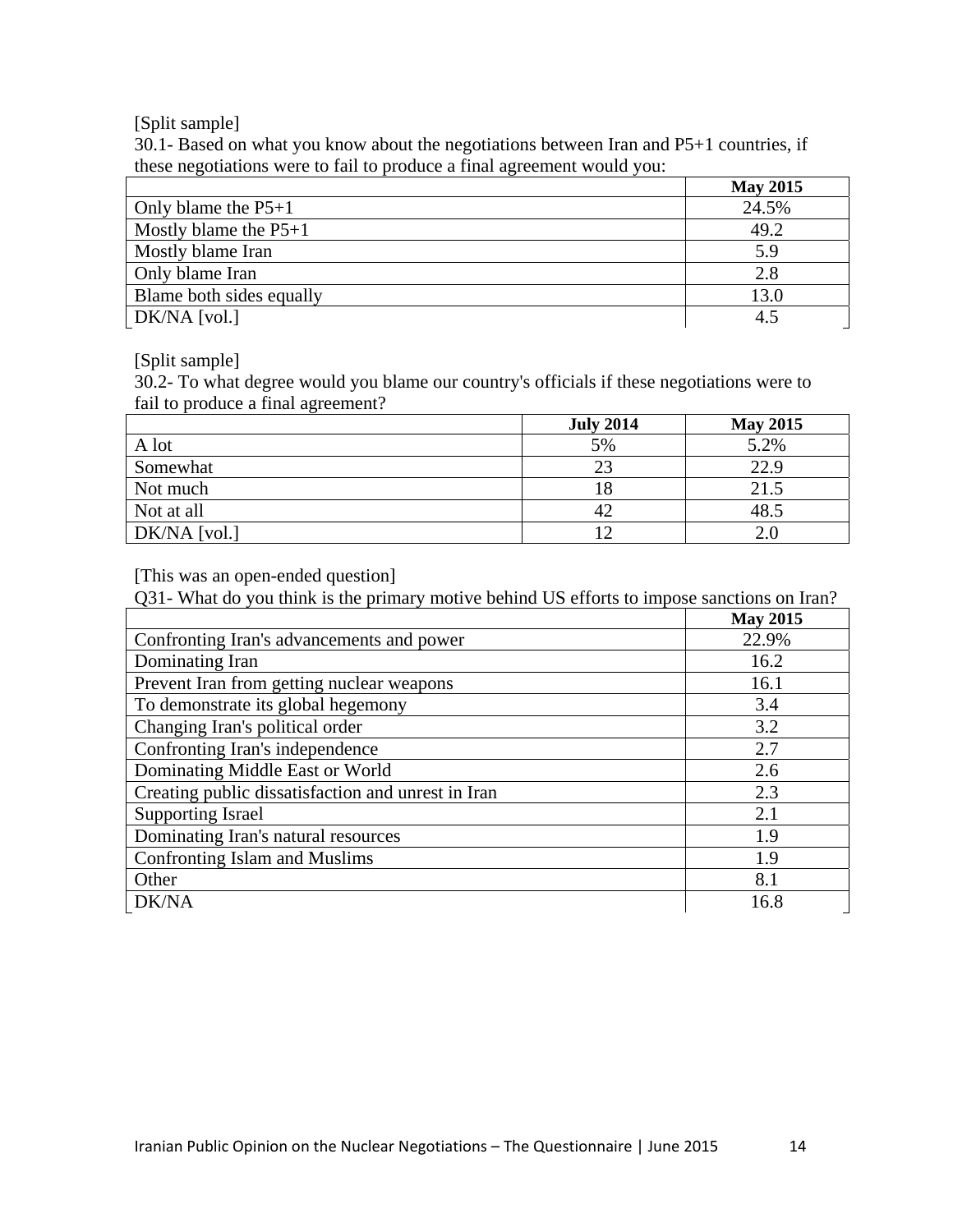[Split sample]

30.1- Based on what you know about the negotiations between Iran and P5+1 countries, if these negotiations were to fail to produce a final agreement would you:

| | May 2015 |
|---|---|
| Only blame the P5+1 | 24.5% |
| Mostly blame the P5+1 | 49.2 |
| Mostly blame Iran | 5.9 |
| Only blame Iran | 2.8 |
| Blame both sides equally | 13.0 |
| DK/NA [vol.] | 4.5 |

[Split sample]

30.2- To what degree would you blame our country's officials if these negotiations were to fail to produce a final agreement?

| | July 2014 | May 2015 |
|---|---|---|
| A lot | 5% | 5.2% |
| Somewhat | 23 | 22.9 |
| Not much | 18 | 21.5 |
| Not at all | 42 | 48.5 |
| DK/NA [vol.] | 12 | 2.0 |

[This was an open-ended question]

Q31- What do you think is the primary motive behind US efforts to impose sanctions on Iran?

| | May 2015 |
|---|---|
| Confronting Iran's advancements and power | 22.9% |
| Dominating Iran | 16.2 |
| Prevent Iran from getting nuclear weapons | 16.1 |
| To demonstrate its global hegemony | 3.4 |
| Changing Iran's political order | 3.2 |
| Confronting Iran's independence | 2.7 |
| Dominating Middle East or World | 2.6 |
| Creating public dissatisfaction and unrest in Iran | 2.3 |
| Supporting Israel | 2.1 |
| Dominating Iran's natural resources | 1.9 |
| Confronting Islam and Muslims | 1.9 |
| Other | 8.1 |
| DK/NA | 16.8 |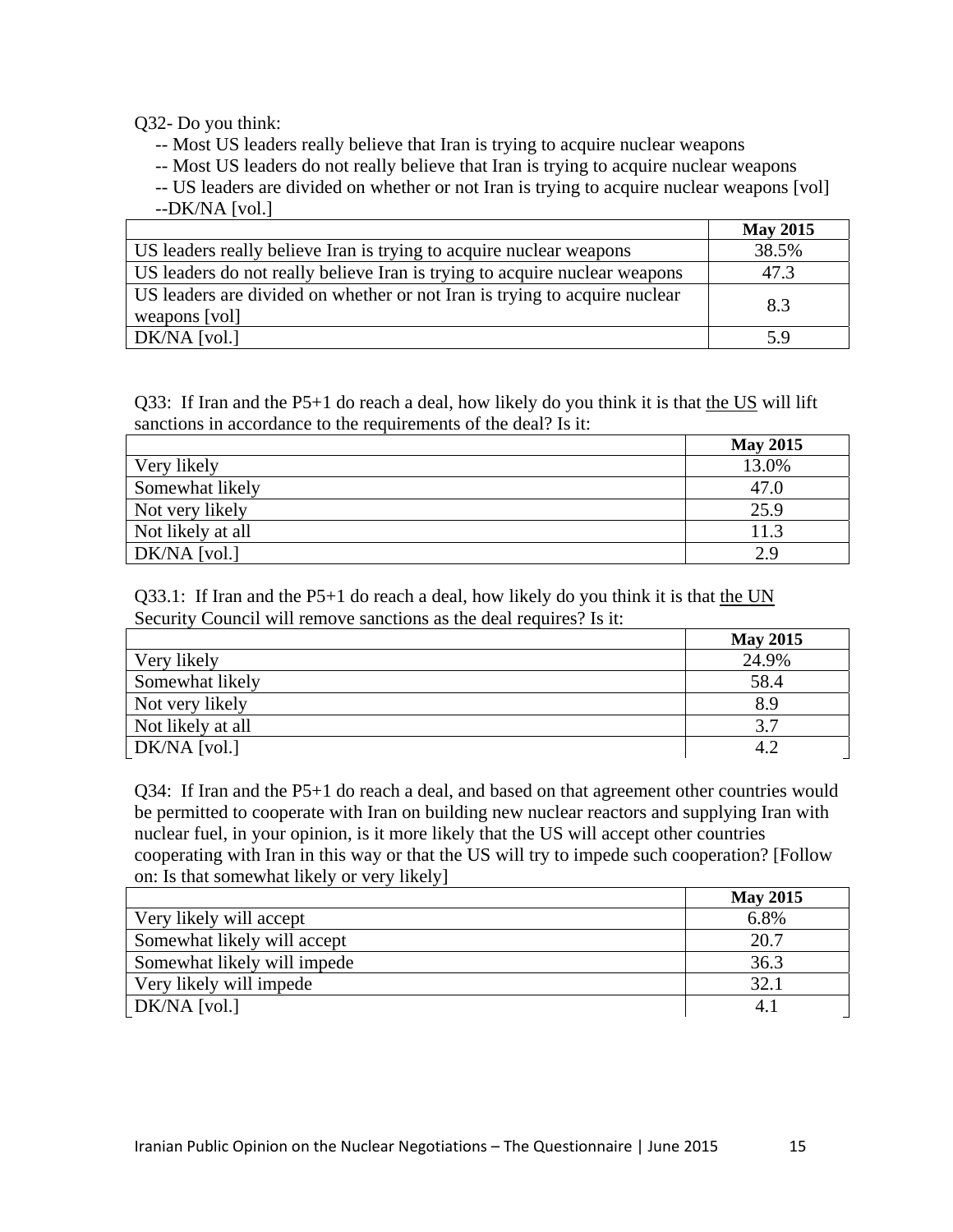Q32- Do you think:

-- Most US leaders really believe that Iran is trying to acquire nuclear weapons
-- Most US leaders do not really believe that Iran is trying to acquire nuclear weapons
-- US leaders are divided on whether or not Iran is trying to acquire nuclear weapons [vol]
--DK/NA [vol.]

| | **May 2015** |
|---|---|
| US leaders really believe Iran is trying to acquire nuclear weapons | 38.5% |
| US leaders do not really believe Iran is trying to acquire nuclear weapons | 47.3 |
| US leaders are divided on whether or not Iran is trying to acquire nuclear weapons [vol] | 8.3 |
| DK/NA [vol.] | 5.9 |

Q33: If Iran and the P5+1 do reach a deal, how likely do you think it is that <u>the US</u> will lift sanctions in accordance to the requirements of the deal? Is it:

| | **May 2015** |
|---|---|
| Very likely | 13.0% |
| Somewhat likely | 47.0 |
| Not very likely | 25.9 |
| Not likely at all | 11.3 |
| DK/NA [vol.] | 2.9 |

Q33.1: If Iran and the P5+1 do reach a deal, how likely do you think it is that <u>the UN</u> Security Council will remove sanctions as the deal requires? Is it:

| | **May 2015** |
|---|---|
| Very likely | 24.9% |
| Somewhat likely | 58.4 |
| Not very likely | 8.9 |
| Not likely at all | 3.7 |
| DK/NA [vol.] | 4.2 |

Q34: If Iran and the P5+1 do reach a deal, and based on that agreement other countries would be permitted to cooperate with Iran on building new nuclear reactors and supplying Iran with nuclear fuel, in your opinion, is it more likely that the US will accept other countries cooperating with Iran in this way or that the US will try to impede such cooperation? [Follow on: Is that somewhat likely or very likely]

| | **May 2015** |
|---|---|
| Very likely will accept | 6.8% |
| Somewhat likely will accept | 20.7 |
| Somewhat likely will impede | 36.3 |
| Very likely will impede | 32.1 |
| DK/NA [vol.] | 4.1 |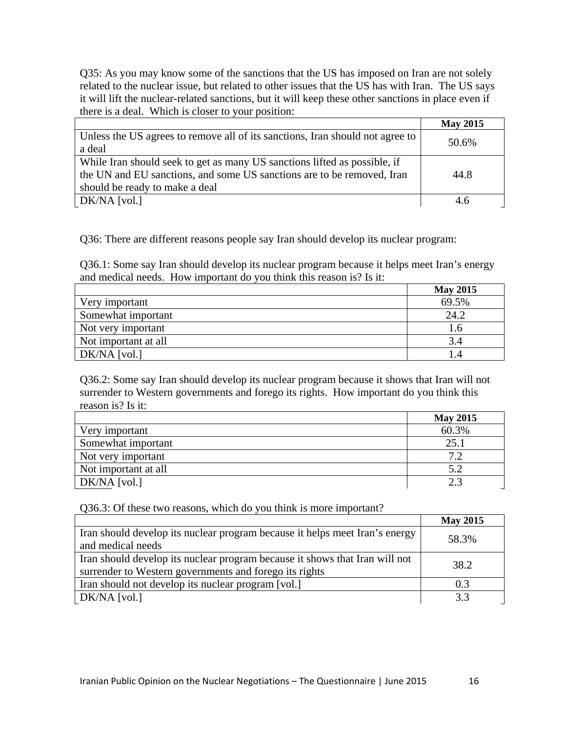Q35: As you may know some of the sanctions that the US has imposed on Iran are not solely related to the nuclear issue, but related to other issues that the US has with Iran. The US says it will lift the nuclear-related sanctions, but it will keep these other sanctions in place even if there is a deal. Which is closer to your position:

| | May 2015 |
|---|---|
| Unless the US agrees to remove all of its sanctions, Iran should not agree to a deal | 50.6% |
| While Iran should seek to get as many US sanctions lifted as possible, if the UN and EU sanctions, and some US sanctions are to be removed, Iran should be ready to make a deal | 44.8 |
| DK/NA [vol.] | 4.6 |

Q36: There are different reasons people say Iran should develop its nuclear program:

Q36.1: Some say Iran should develop its nuclear program because it helps meet Iran's energy and medical needs. How important do you think this reason is? Is it:

| | May 2015 |
|---|---|
| Very important | 69.5% |
| Somewhat important | 24.2 |
| Not very important | 1.6 |
| Not important at all | 3.4 |
| DK/NA [vol.] | 1.4 |

Q36.2: Some say Iran should develop its nuclear program because it shows that Iran will not surrender to Western governments and forego its rights. How important do you think this reason is? Is it:

| | May 2015 |
|---|---|
| Very important | 60.3% |
| Somewhat important | 25.1 |
| Not very important | 7.2 |
| Not important at all | 5.2 |
| DK/NA [vol.] | 2.3 |

Q36.3: Of these two reasons, which do you think is more important?

| | May 2015 |
|---|---|
| Iran should develop its nuclear program because it helps meet Iran's energy and medical needs | 58.3% |
| Iran should develop its nuclear program because it shows that Iran will not surrender to Western governments and forego its rights | 38.2 |
| Iran should not develop its nuclear program [vol.] | 0.3 |
| DK/NA [vol.] | 3.3 |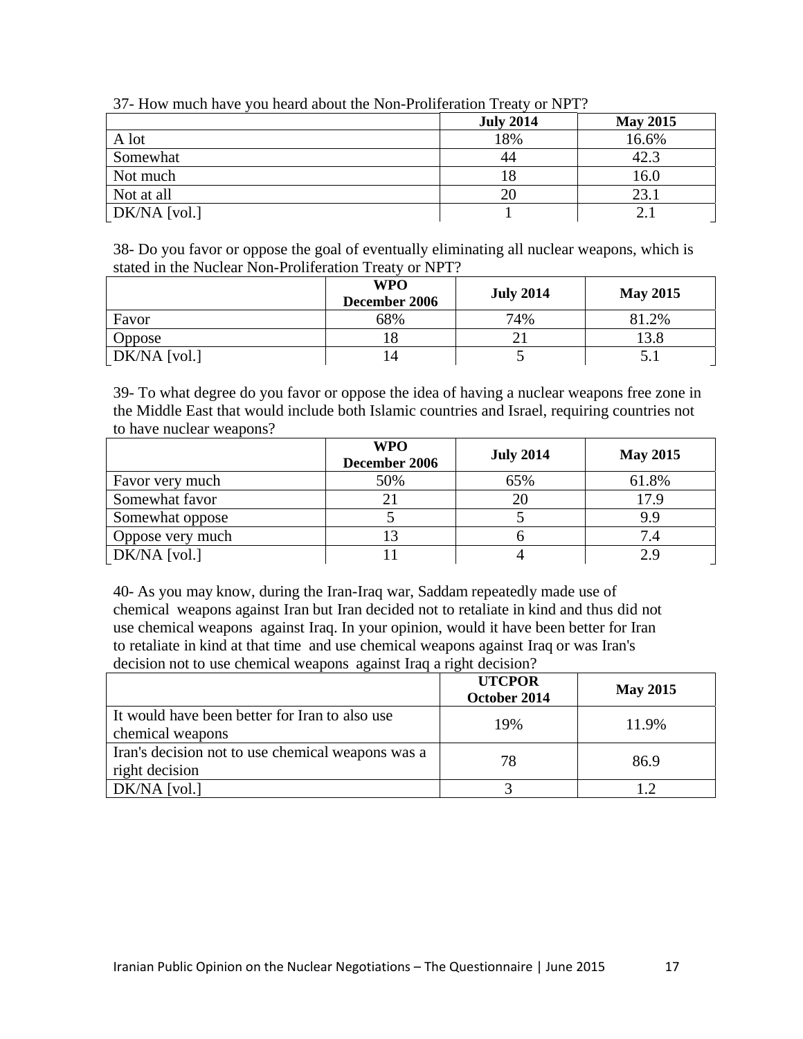37- How much have you heard about the Non-Proliferation Treaty or NPT?

| | July 2014 | May 2015 |
|---|---|---|
| A lot | 18% | 16.6% |
| Somewhat | 44 | 42.3 |
| Not much | 18 | 16.0 |
| Not at all | 20 | 23.1 |
| DK/NA [vol.] | 1 | 2.1 |

38- Do you favor or oppose the goal of eventually eliminating all nuclear weapons, which is stated in the Nuclear Non-Proliferation Treaty or NPT?

| | WPO December 2006 | July 2014 | May 2015 |
|---|---|---|---|
| Favor | 68% | 74% | 81.2% |
| Oppose | 18 | 21 | 13.8 |
| DK/NA [vol.] | 14 | 5 | 5.1 |

39- To what degree do you favor or oppose the idea of having a nuclear weapons free zone in the Middle East that would include both Islamic countries and Israel, requiring countries not to have nuclear weapons?

| | WPO December 2006 | July 2014 | May 2015 |
|---|---|---|---|
| Favor very much | 50% | 65% | 61.8% |
| Somewhat favor | 21 | 20 | 17.9 |
| Somewhat oppose | 5 | 5 | 9.9 |
| Oppose very much | 13 | 6 | 7.4 |
| DK/NA [vol.] | 11 | 4 | 2.9 |

40- As you may know, during the Iran-Iraq war, Saddam repeatedly made use of chemical weapons against Iran but Iran decided not to retaliate in kind and thus did not use chemical weapons against Iraq. In your opinion, would it have been better for Iran to retaliate in kind at that time and use chemical weapons against Iraq or was Iran's decision not to use chemical weapons against Iraq a right decision?

| | UTCPOR October 2014 | May 2015 |
|---|---|---|
| It would have been better for Iran to also use chemical weapons | 19% | 11.9% |
| Iran's decision not to use chemical weapons was a right decision | 78 | 86.9 |
| DK/NA [vol.] | 3 | 1.2 |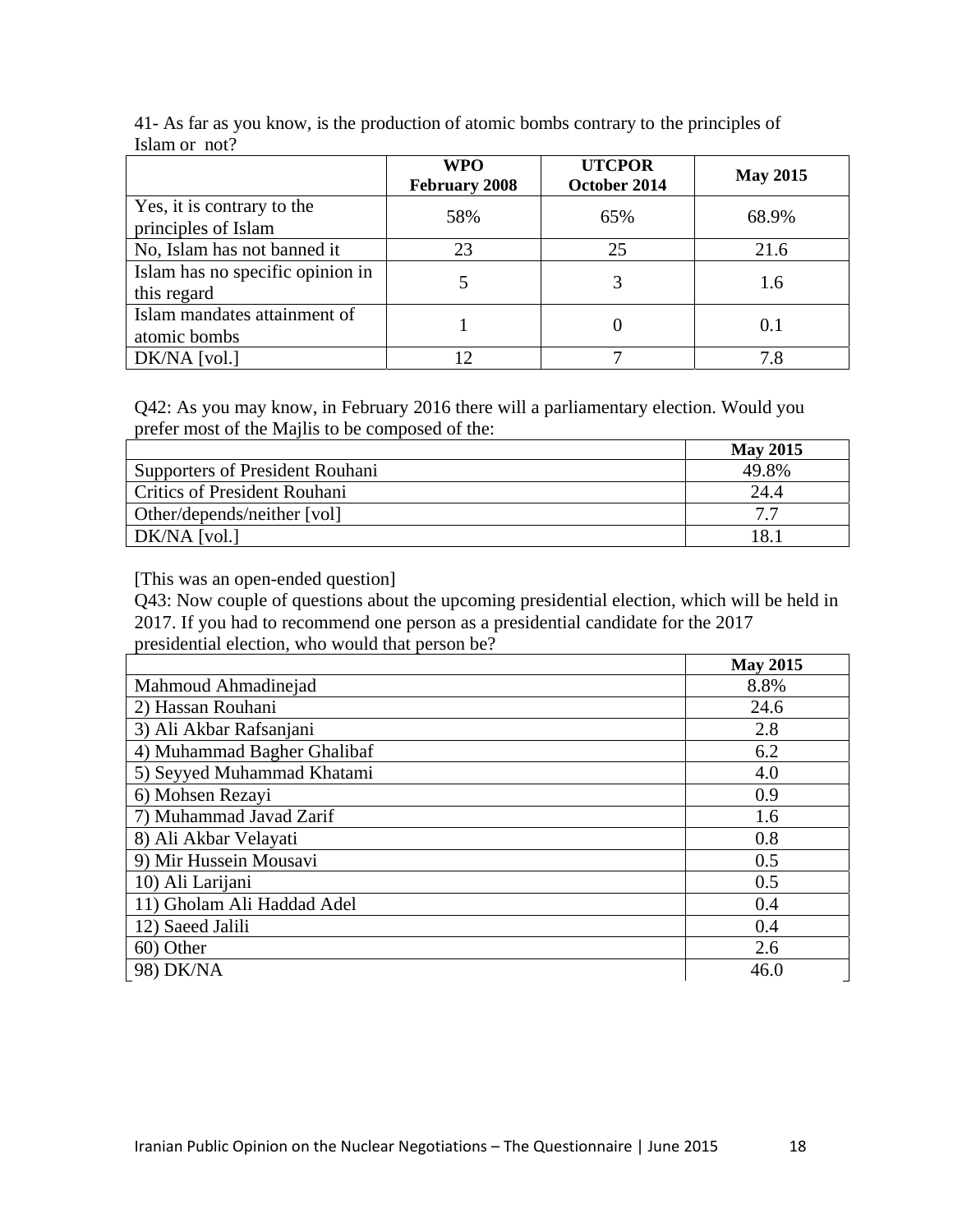41- As far as you know, is the production of atomic bombs contrary to the principles of Islam or not?

| | WPO February 2008 | UTCPOR October 2014 | May 2015 |
|---|---|---|---|
| Yes, it is contrary to the principles of Islam | 58% | 65% | 68.9% |
| No, Islam has not banned it | 23 | 25 | 21.6 |
| Islam has no specific opinion in this regard | 5 | 3 | 1.6 |
| Islam mandates attainment of atomic bombs | 1 | 0 | 0.1 |
| DK/NA [vol.] | 12 | 7 | 7.8 |

Q42: As you may know, in February 2016 there will a parliamentary election. Would you prefer most of the Majlis to be composed of the:

| | May 2015 |
|---|---|
| Supporters of President Rouhani | 49.8% |
| Critics of President Rouhani | 24.4 |
| Other/depends/neither [vol] | 7.7 |
| DK/NA [vol.] | 18.1 |

[This was an open-ended question]

Q43: Now couple of questions about the upcoming presidential election, which will be held in 2017. If you had to recommend one person as a presidential candidate for the 2017 presidential election, who would that person be?

| | May 2015 |
|---|---|
| Mahmoud Ahmadinejad | 8.8% |
| 2) Hassan Rouhani | 24.6 |
| 3) Ali Akbar Rafsanjani | 2.8 |
| 4) Muhammad Bagher Ghalibaf | 6.2 |
| 5) Seyyed Muhammad Khatami | 4.0 |
| 6) Mohsen Rezayi | 0.9 |
| 7) Muhammad Javad Zarif | 1.6 |
| 8) Ali Akbar Velayati | 0.8 |
| 9) Mir Hussein Mousavi | 0.5 |
| 10) Ali Larijani | 0.5 |
| 11) Gholam Ali Haddad Adel | 0.4 |
| 12) Saeed Jalili | 0.4 |
| 60) Other | 2.6 |
| 98) DK/NA | 46.0 |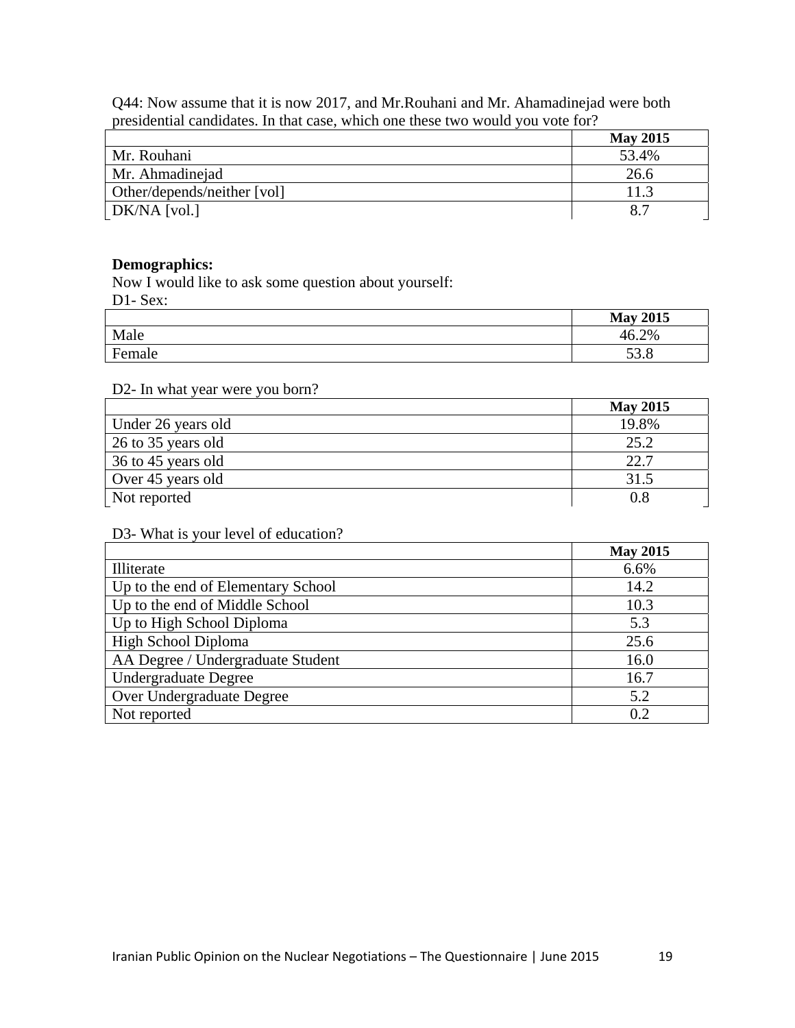Q44: Now assume that it is now 2017, and Mr.Rouhani and Mr. Ahamadinejad were both presidential candidates. In that case, which one these two would you vote for?

| | **May 2015** |
|---|---|
| Mr. Rouhani | 53.4% |
| Mr. Ahmadinejad | 26.6 |
| Other/depends/neither [vol] | 11.3 |
| DK/NA [vol.] | 8.7 |

**Demographics:**

Now I would like to ask some question about yourself:

D1- Sex:

| | **May 2015** |
|---|---|
| Male | 46.2% |
| Female | 53.8 |

D2- In what year were you born?

| | **May 2015** |
|---|---|
| Under 26 years old | 19.8% |
| 26 to 35 years old | 25.2 |
| 36 to 45 years old | 22.7 |
| Over 45 years old | 31.5 |
| Not reported | 0.8 |

D3- What is your level of education?

| | **May 2015** |
|---|---|
| Illiterate | 6.6% |
| Up to the end of Elementary School | 14.2 |
| Up to the end of Middle School | 10.3 |
| Up to High School Diploma | 5.3 |
| High School Diploma | 25.6 |
| AA Degree / Undergraduate Student | 16.0 |
| Undergraduate Degree | 16.7 |
| Over Undergraduate Degree | 5.2 |
| Not reported | 0.2 |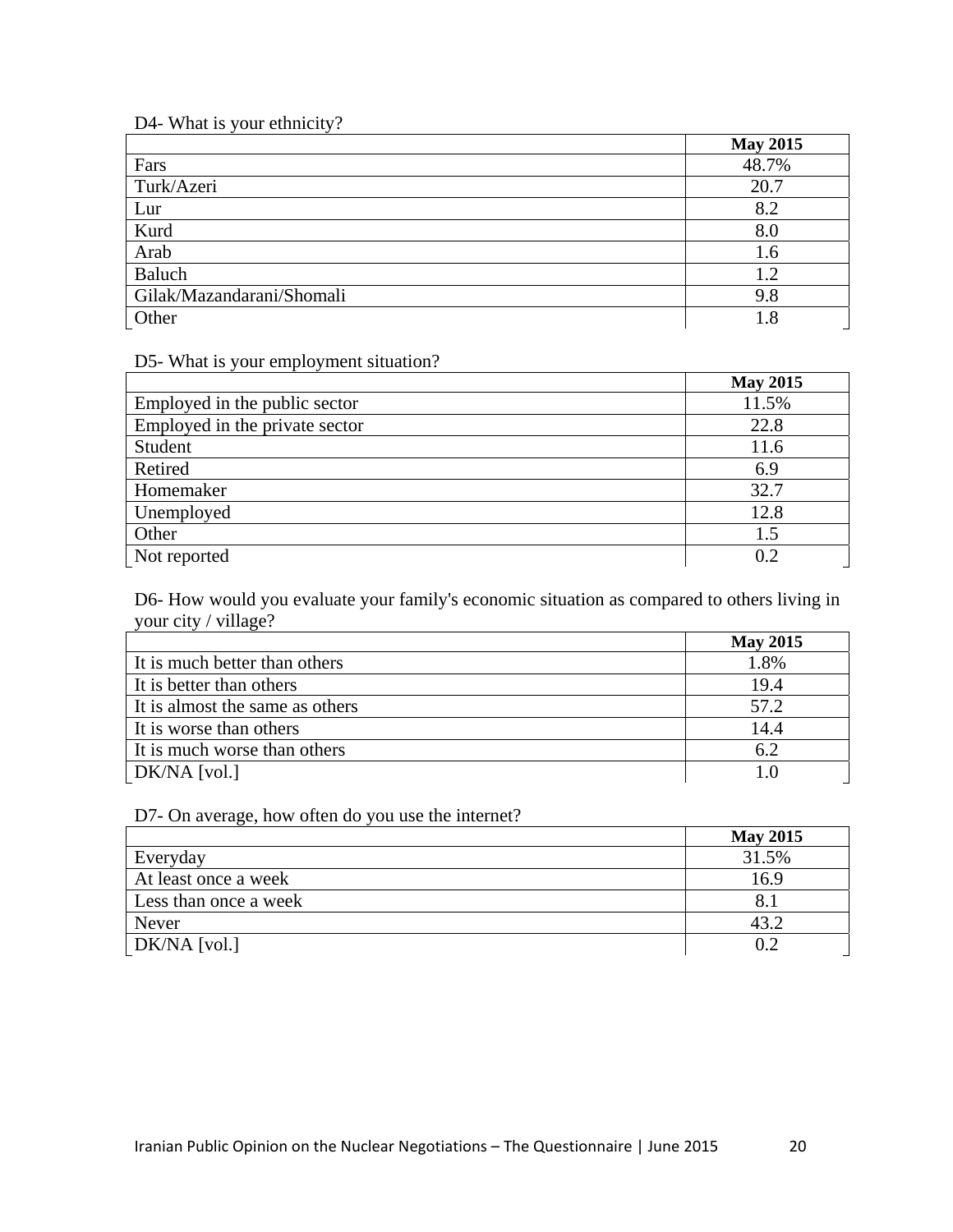D4- What is your ethnicity?

| | May 2015 |
|---|---|
| Fars | 48.7% |
| Turk/Azeri | 20.7 |
| Lur | 8.2 |
| Kurd | 8.0 |
| Arab | 1.6 |
| Baluch | 1.2 |
| Gilak/Mazandarani/Shomali | 9.8 |
| Other | 1.8 |

D5- What is your employment situation?

| | May 2015 |
|---|---|
| Employed in the public sector | 11.5% |
| Employed in the private sector | 22.8 |
| Student | 11.6 |
| Retired | 6.9 |
| Homemaker | 32.7 |
| Unemployed | 12.8 |
| Other | 1.5 |
| Not reported | 0.2 |

D6- How would you evaluate your family's economic situation as compared to others living in your city / village?

| | May 2015 |
|---|---|
| It is much better than others | 1.8% |
| It is better than others | 19.4 |
| It is almost the same as others | 57.2 |
| It is worse than others | 14.4 |
| It is much worse than others | 6.2 |
| DK/NA [vol.] | 1.0 |

D7- On average, how often do you use the internet?

| | May 2015 |
|---|---|
| Everyday | 31.5% |
| At least once a week | 16.9 |
| Less than once a week | 8.1 |
| Never | 43.2 |
| DK/NA [vol.] | 0.2 |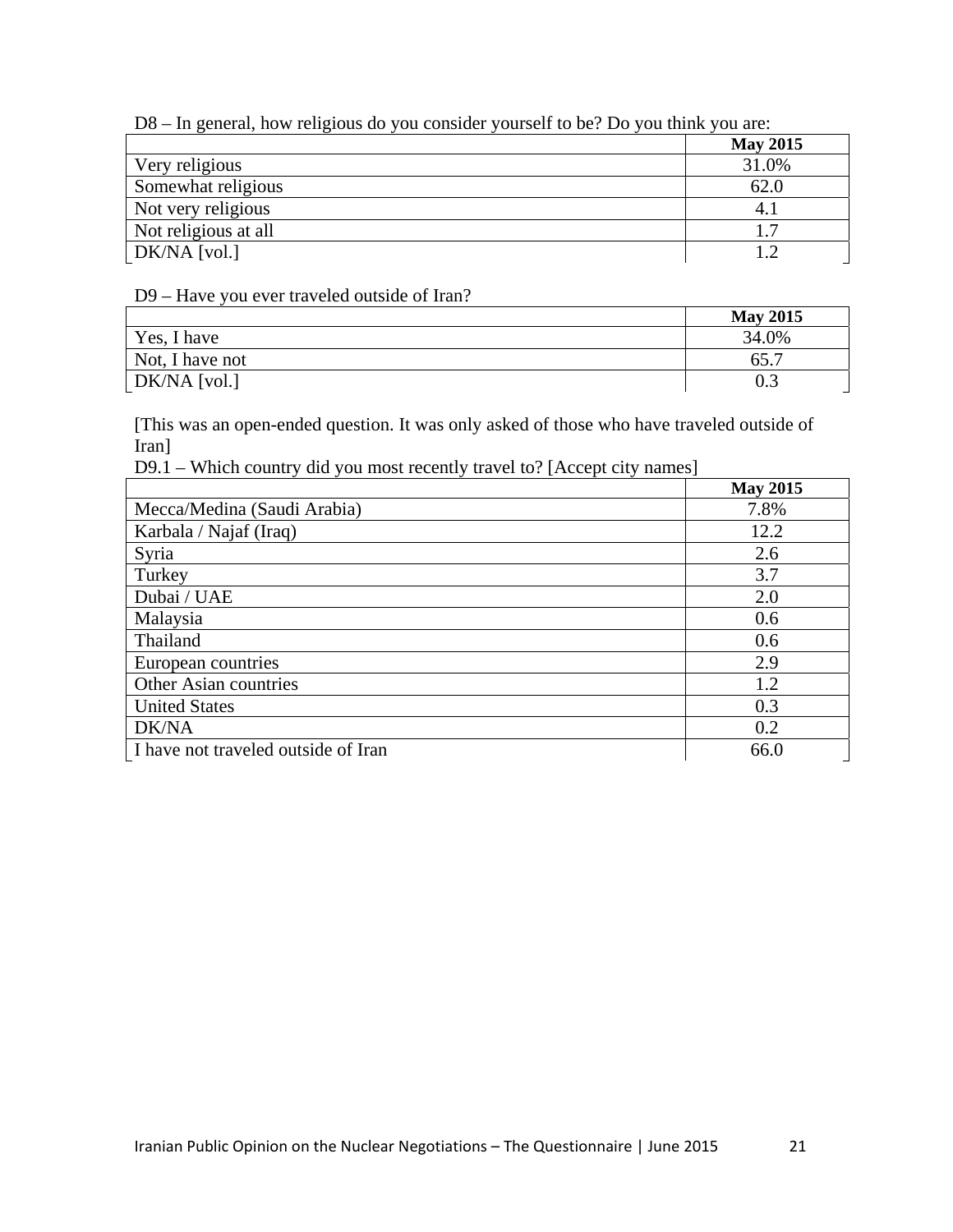D8 – In general, how religious do you consider yourself to be? Do you think you are:

| | May 2015 |
|---|---|
| Very religious | 31.0% |
| Somewhat religious | 62.0 |
| Not very religious | 4.1 |
| Not religious at all | 1.7 |
| DK/NA [vol.] | 1.2 |

D9 – Have you ever traveled outside of Iran?

| | May 2015 |
|---|---|
| Yes, I have | 34.0% |
| Not, I have not | 65.7 |
| DK/NA [vol.] | 0.3 |

[This was an open-ended question. It was only asked of those who have traveled outside of Iran]

D9.1 – Which country did you most recently travel to? [Accept city names]

| | May 2015 |
|---|---|
| Mecca/Medina (Saudi Arabia) | 7.8% |
| Karbala / Najaf (Iraq) | 12.2 |
| Syria | 2.6 |
| Turkey | 3.7 |
| Dubai / UAE | 2.0 |
| Malaysia | 0.6 |
| Thailand | 0.6 |
| European countries | 2.9 |
| Other Asian countries | 1.2 |
| United States | 0.3 |
| DK/NA | 0.2 |
| I have not traveled outside of Iran | 66.0 |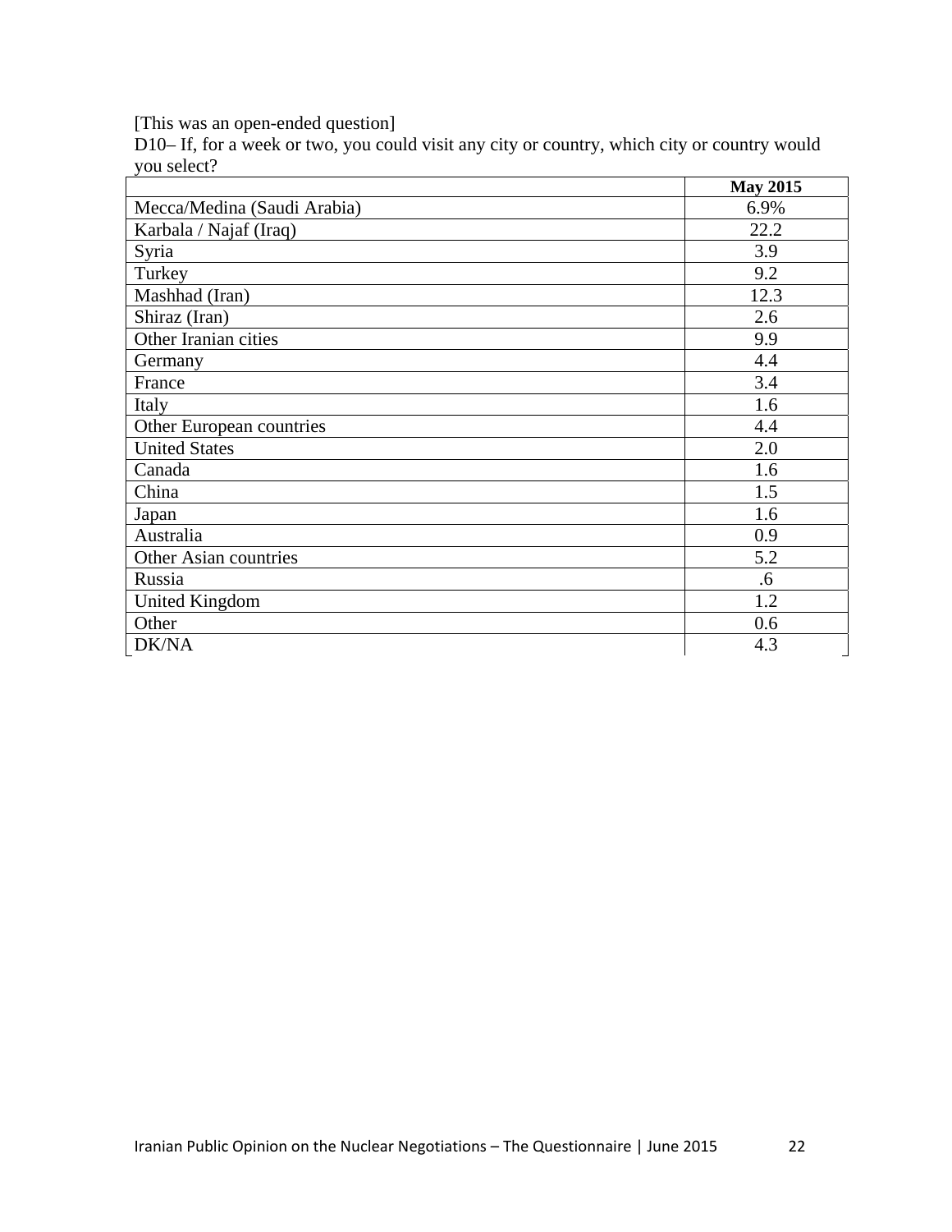[This was an open-ended question]

D10– If, for a week or two, you could visit any city or country, which city or country would you select?

| | May 2015 |
|---|---|
| Mecca/Medina (Saudi Arabia) | 6.9% |
| Karbala / Najaf (Iraq) | 22.2 |
| Syria | 3.9 |
| Turkey | 9.2 |
| Mashhad (Iran) | 12.3 |
| Shiraz (Iran) | 2.6 |
| Other Iranian cities | 9.9 |
| Germany | 4.4 |
| France | 3.4 |
| Italy | 1.6 |
| Other European countries | 4.4 |
| United States | 2.0 |
| Canada | 1.6 |
| China | 1.5 |
| Japan | 1.6 |
| Australia | 0.9 |
| Other Asian countries | 5.2 |
| Russia | .6 |
| United Kingdom | 1.2 |
| Other | 0.6 |
| DK/NA | 4.3 |